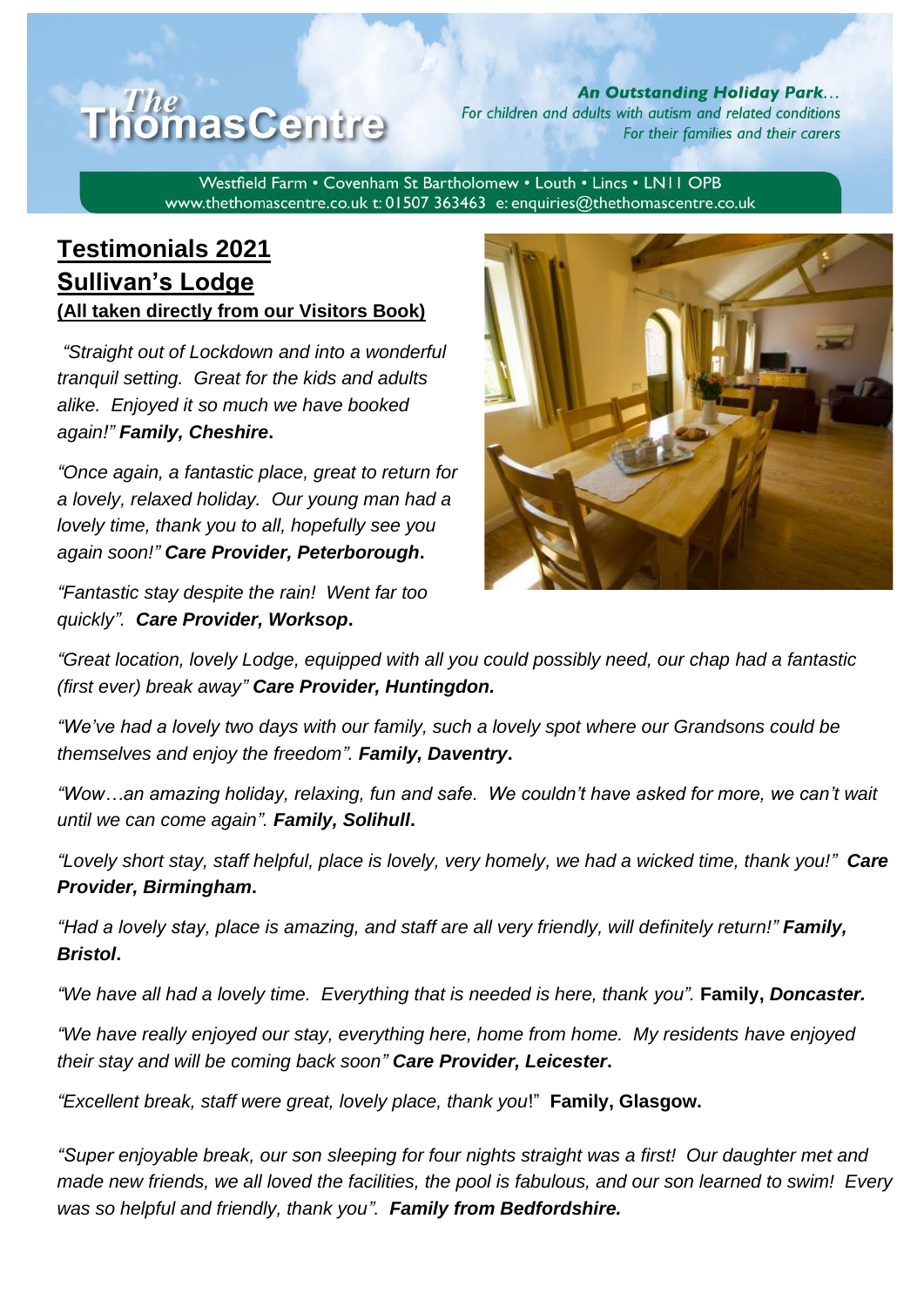# The ThomasCentre

**An Outstanding Holiday Park...**
*For children and adults with autism and related conditions*
*For their families and their carers*

Westfield Farm • Covenham St Bartholomew • Louth • Lincs • LN11 0PB
www.thethomascentre.co.uk t: 01507 363463 e: enquiries@thethomascentre.co.uk

## Testimonials 2021
## Sullivan's Lodge
**(All taken directly from our Visitors Book)**

*"Straight out of Lockdown and into a wonderful tranquil setting. Great for the kids and adults alike. Enjoyed it so much we have booked again!"* ***Family, Cheshire*****.**

*"Once again, a fantastic place, great to return for a lovely, relaxed holiday. Our young man had a lovely time, thank you to all, hopefully see you again soon!"* ***Care Provider, Peterborough*****.**

*"Fantastic stay despite the rain! Went far too quickly".* ***Care Provider, Worksop*****.**

*"Great location, lovely Lodge, equipped with all you could possibly need, our chap had a fantastic (first ever) break away"* ***Care Provider, Huntingdon.***

*"We've had a lovely two days with our family, such a lovely spot where our Grandsons could be themselves and enjoy the freedom".* ***Family, Daventry*****.**

*"Wow…an amazing holiday, relaxing, fun and safe. We couldn't have asked for more, we can't wait until we can come again".* ***Family, Solihull*****.**

*"Lovely short stay, staff helpful, place is lovely, very homely, we had a wicked time, thank you!"* ***Care Provider, Birmingham*****.**

*"Had a lovely stay, place is amazing, and staff are all very friendly, will definitely return!"* ***Family, Bristol*****.**

*"We have all had a lovely time. Everything that is needed is here, thank you".* **Family,** ***Doncaster.***

*"We have really enjoyed our stay, everything here, home from home. My residents have enjoyed their stay and will be coming back soon"* ***Care Provider, Leicester*****.**

*"Excellent break, staff were great, lovely place, thank you*!" **Family, Glasgow.**

*"Super enjoyable break, our son sleeping for four nights straight was a first! Our daughter met and made new friends, we all loved the facilities, the pool is fabulous, and our son learned to swim! Every was so helpful and friendly, thank you".* ***Family from Bedfordshire.***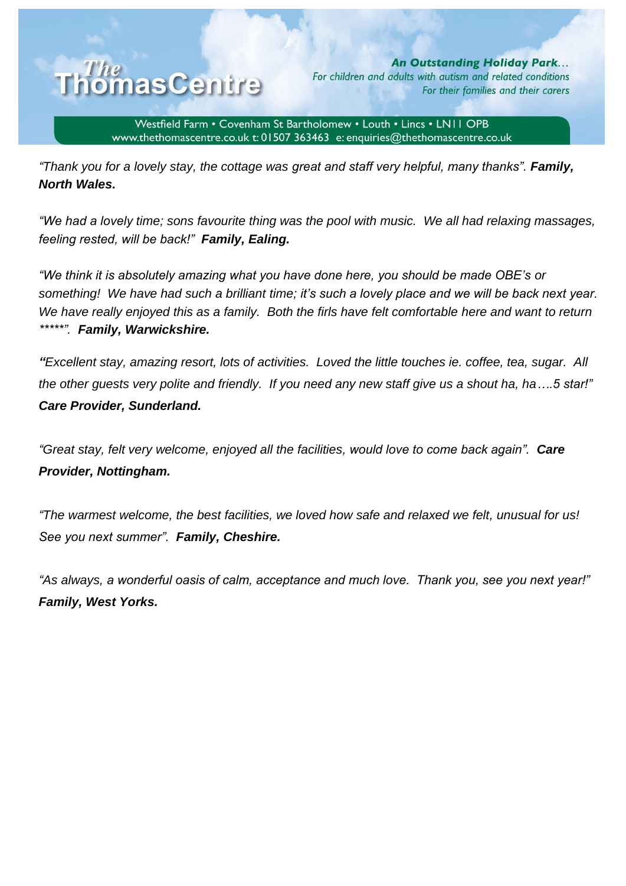*"Thank you for a lovely stay, the cottage was great and staff very helpful, many thanks".* ***Family, North Wales.***

*"We had a lovely time; sons favourite thing was the pool with music. We all had relaxing massages, feeling rested, will be back!"* ***Family, Ealing.***

*"We think it is absolutely amazing what you have done here, you should be made OBE's or something! We have had such a brilliant time; it's such a lovely place and we will be back next year. We have really enjoyed this as a family. Both the firls have felt comfortable here and want to return *****".* ***Family, Warwickshire.***

***"****Excellent stay, amazing resort, lots of activities. Loved the little touches ie. coffee, tea, sugar. All the other guests very polite and friendly. If you need any new staff give us a shout ha, ha….5 star!"* ***Care Provider, Sunderland.***

*"Great stay, felt very welcome, enjoyed all the facilities, would love to come back again".* ***Care Provider, Nottingham.***

*"The warmest welcome, the best facilities, we loved how safe and relaxed we felt, unusual for us! See you next summer".* ***Family, Cheshire.***

*"As always, a wonderful oasis of calm, acceptance and much love. Thank you, see you next year!"* ***Family, West Yorks.***